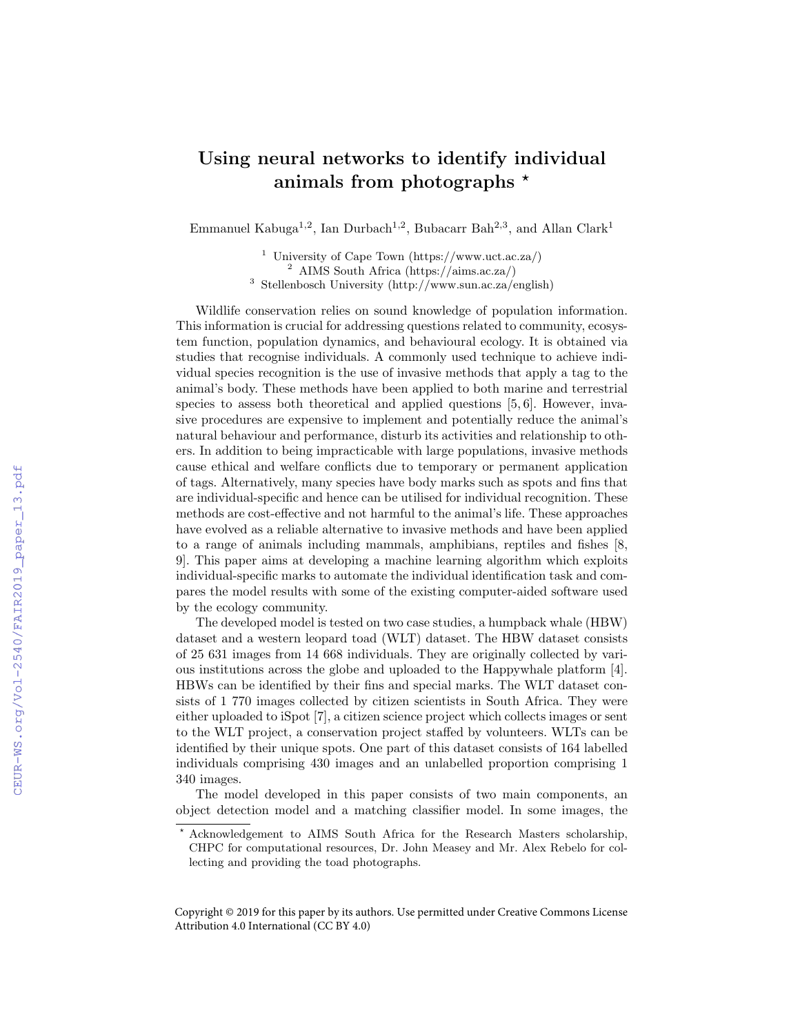# Using neural networks to identify individual animals from photographs *

Emmanuel Kabuga[1,2], Ian Durbach[1,2], Bubacarr Bah[2,3], and Allan Clark[1]

[1] University of Cape Town (https://www.uct.ac.za/)
[2] AIMS South Africa (https://aims.ac.za/)
[3] Stellenbosch University (http://www.sun.ac.za/english)

Wildlife conservation relies on sound knowledge of population information. This information is crucial for addressing questions related to community, ecosystem function, population dynamics, and behavioural ecology. It is obtained via studies that recognise individuals. A commonly used technique to achieve individual species recognition is the use of invasive methods that apply a tag to the animal's body. These methods have been applied to both marine and terrestrial species to assess both theoretical and applied questions [5, 6]. However, invasive procedures are expensive to implement and potentially reduce the animal's natural behaviour and performance, disturb its activities and relationship to others. In addition to being impracticable with large populations, invasive methods cause ethical and welfare conflicts due to temporary or permanent application of tags. Alternatively, many species have body marks such as spots and fins that are individual-specific and hence can be utilised for individual recognition. These methods are cost-effective and not harmful to the animal's life. These approaches have evolved as a reliable alternative to invasive methods and have been applied to a range of animals including mammals, amphibians, reptiles and fishes [8, 9]. This paper aims at developing a machine learning algorithm which exploits individual-specific marks to automate the individual identification task and compares the model results with some of the existing computer-aided software used by the ecology community.

The developed model is tested on two case studies, a humpback whale (HBW) dataset and a western leopard toad (WLT) dataset. The HBW dataset consists of 25 631 images from 14 668 individuals. They are originally collected by various institutions across the globe and uploaded to the Happywhale platform [4]. HBWs can be identified by their fins and special marks. The WLT dataset consists of 1 770 images collected by citizen scientists in South Africa. They were either uploaded to iSpot [7], a citizen science project which collects images or sent to the WLT project, a conservation project staffed by volunteers. WLTs can be identified by their unique spots. One part of this dataset consists of 164 labelled individuals comprising 430 images and an unlabelled proportion comprising 1 340 images.

The model developed in this paper consists of two main components, an object detection model and a matching classifier model. In some images, the

* Acknowledgement to AIMS South Africa for the Research Masters scholarship, CHPC for computational resources, Dr. John Measey and Mr. Alex Rebelo for collecting and providing the toad photographs.

Copyright © 2019 for this paper by its authors. Use permitted under Creative Commons License Attribution 4.0 International (CC BY 4.0)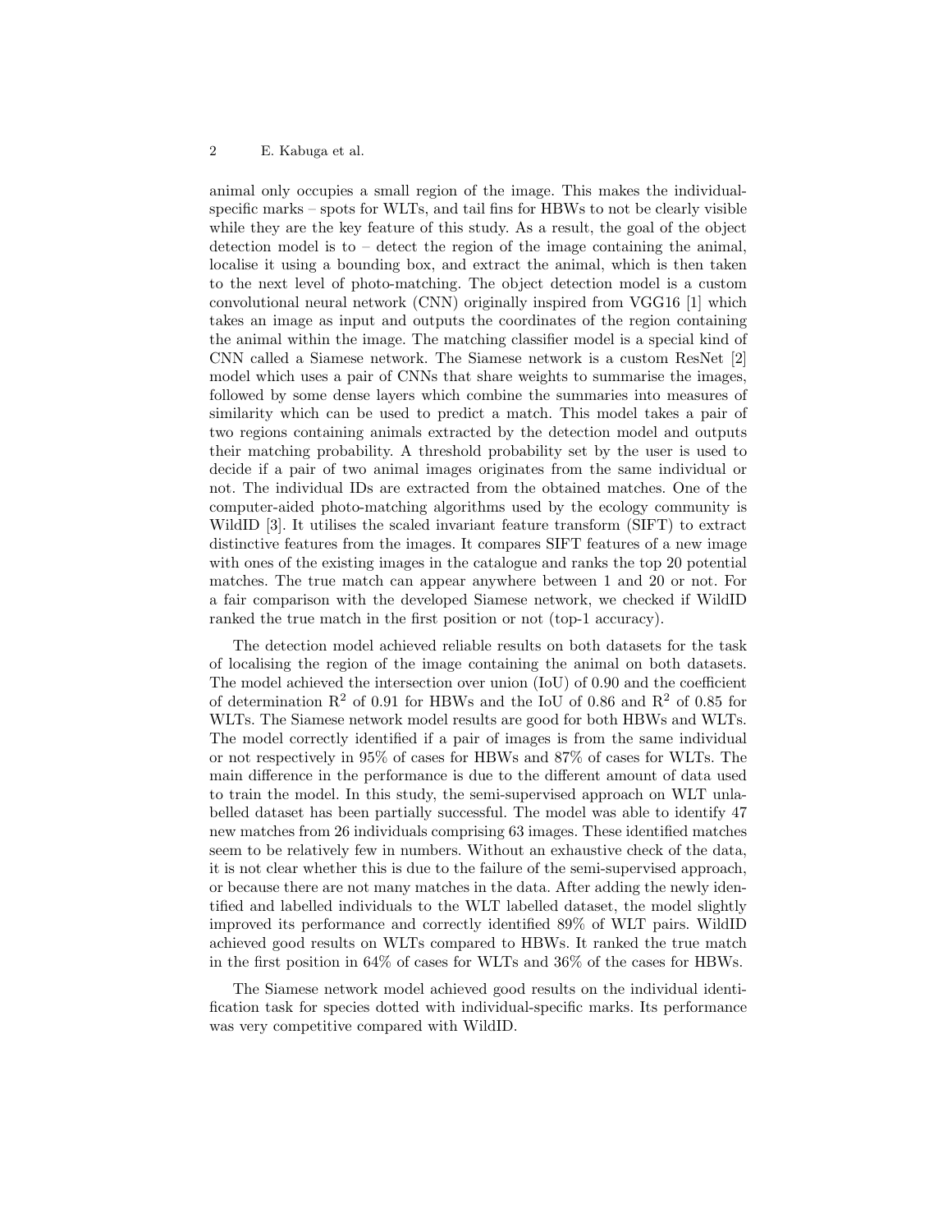animal only occupies a small region of the image. This makes the individual-specific marks – spots for WLTs, and tail fins for HBWs to not be clearly visible while they are the key feature of this study. As a result, the goal of the object detection model is to – detect the region of the image containing the animal, localise it using a bounding box, and extract the animal, which is then taken to the next level of photo-matching. The object detection model is a custom convolutional neural network (CNN) originally inspired from VGG16 [1] which takes an image as input and outputs the coordinates of the region containing the animal within the image. The matching classifier model is a special kind of CNN called a Siamese network. The Siamese network is a custom ResNet [2] model which uses a pair of CNNs that share weights to summarise the images, followed by some dense layers which combine the summaries into measures of similarity which can be used to predict a match. This model takes a pair of two regions containing animals extracted by the detection model and outputs their matching probability. A threshold probability set by the user is used to decide if a pair of two animal images originates from the same individual or not. The individual IDs are extracted from the obtained matches. One of the computer-aided photo-matching algorithms used by the ecology community is WildID [3]. It utilises the scaled invariant feature transform (SIFT) to extract distinctive features from the images. It compares SIFT features of a new image with ones of the existing images in the catalogue and ranks the top 20 potential matches. The true match can appear anywhere between 1 and 20 or not. For a fair comparison with the developed Siamese network, we checked if WildID ranked the true match in the first position or not (top-1 accuracy).

The detection model achieved reliable results on both datasets for the task of localising the region of the image containing the animal on both datasets. The model achieved the intersection over union (IoU) of 0.90 and the coefficient of determination $R^2$ of 0.91 for HBWs and the IoU of 0.86 and $R^2$ of 0.85 for WLTs. The Siamese network model results are good for both HBWs and WLTs. The model correctly identified if a pair of images is from the same individual or not respectively in 95% of cases for HBWs and 87% of cases for WLTs. The main difference in the performance is due to the different amount of data used to train the model. In this study, the semi-supervised approach on WLT unlabelled dataset has been partially successful. The model was able to identify 47 new matches from 26 individuals comprising 63 images. These identified matches seem to be relatively few in numbers. Without an exhaustive check of the data, it is not clear whether this is due to the failure of the semi-supervised approach, or because there are not many matches in the data. After adding the newly identified and labelled individuals to the WLT labelled dataset, the model slightly improved its performance and correctly identified 89% of WLT pairs. WildID achieved good results on WLTs compared to HBWs. It ranked the true match in the first position in 64% of cases for WLTs and 36% of the cases for HBWs.

The Siamese network model achieved good results on the individual identification task for species dotted with individual-specific marks. Its performance was very competitive compared with WildID.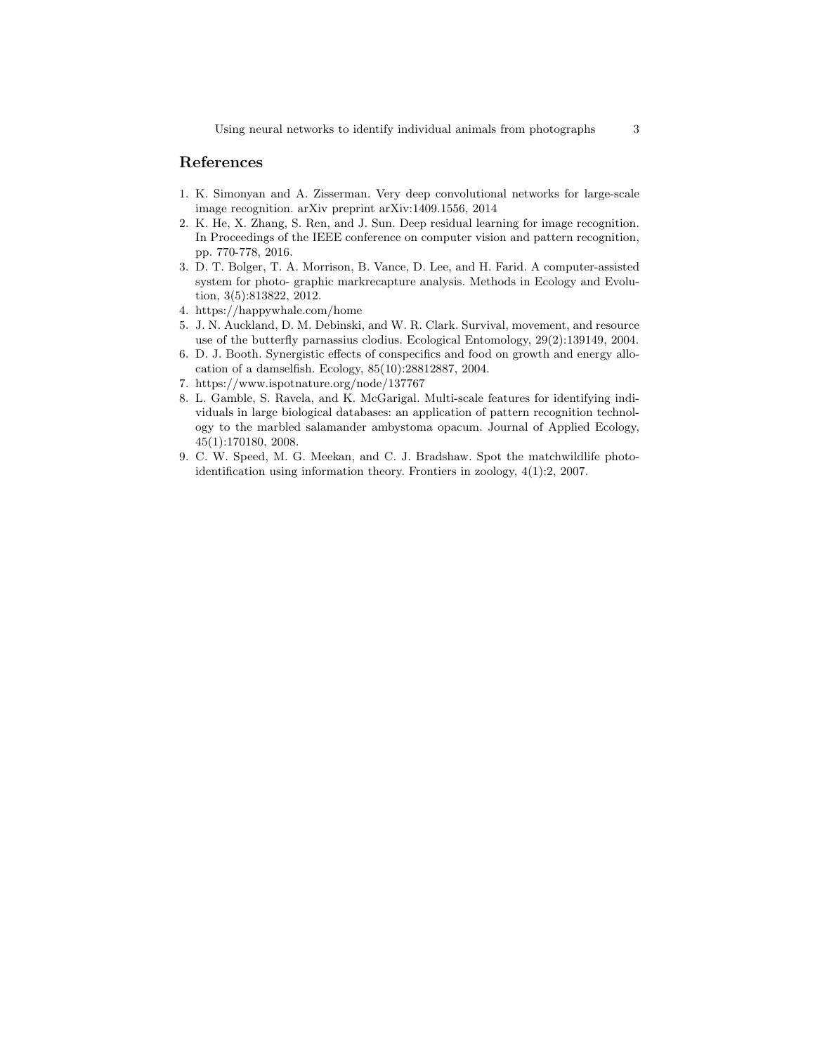## References

1. K. Simonyan and A. Zisserman. Very deep convolutional networks for large-scale image recognition. arXiv preprint arXiv:1409.1556, 2014
2. K. He, X. Zhang, S. Ren, and J. Sun. Deep residual learning for image recognition. In Proceedings of the IEEE conference on computer vision and pattern recognition, pp. 770-778, 2016.
3. D. T. Bolger, T. A. Morrison, B. Vance, D. Lee, and H. Farid. A computer-assisted system for photo- graphic markrecapture analysis. Methods in Ecology and Evolution, 3(5):813822, 2012.
4. https://happywhale.com/home
5. J. N. Auckland, D. M. Debinski, and W. R. Clark. Survival, movement, and resource use of the butterfly parnassius clodius. Ecological Entomology, 29(2):139149, 2004.
6. D. J. Booth. Synergistic effects of conspecifics and food on growth and energy allocation of a damselfish. Ecology, 85(10):28812887, 2004.
7. https://www.ispotnature.org/node/137767
8. L. Gamble, S. Ravela, and K. McGarigal. Multi-scale features for identifying individuals in large biological databases: an application of pattern recognition technology to the marbled salamander ambystoma opacum. Journal of Applied Ecology, 45(1):170180, 2008.
9. C. W. Speed, M. G. Meekan, and C. J. Bradshaw. Spot the matchwildlife photo-identification using information theory. Frontiers in zoology, 4(1):2, 2007.